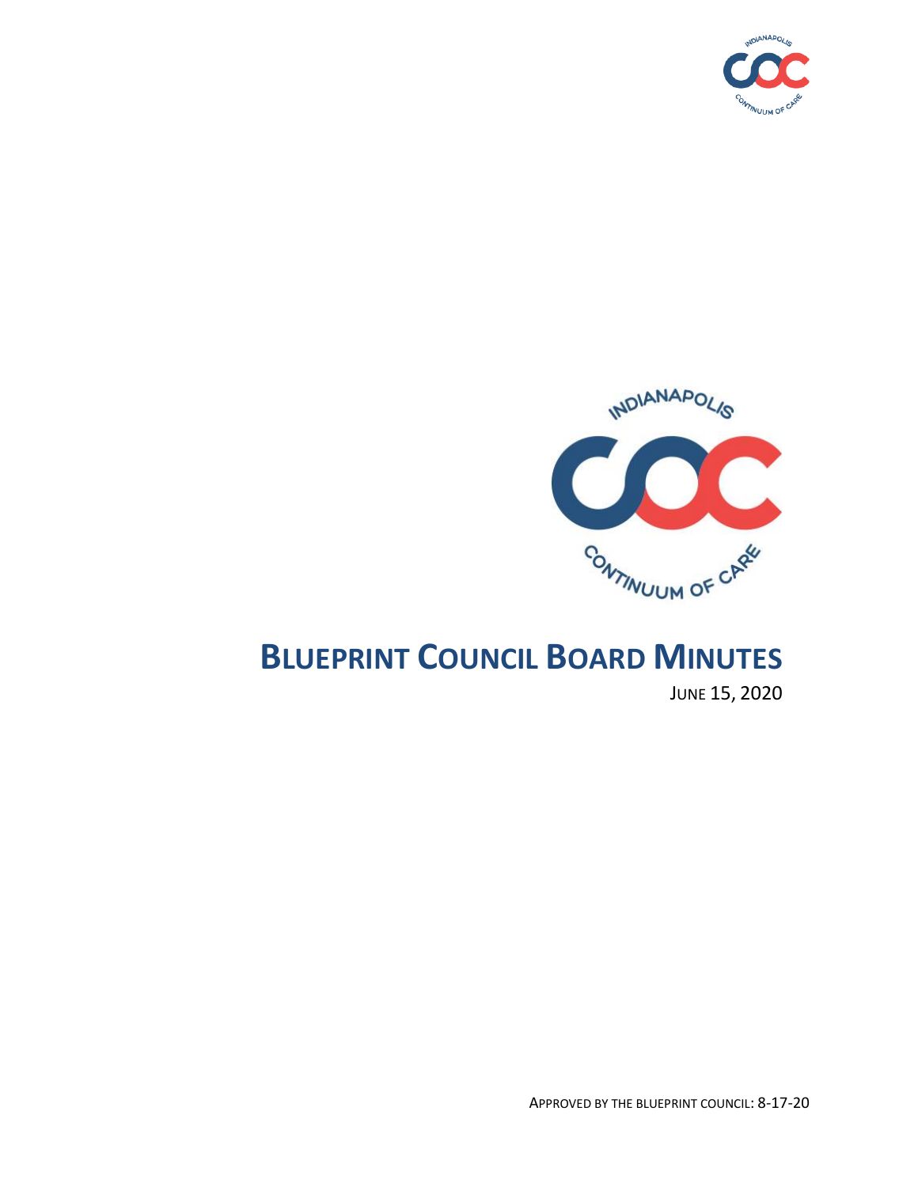# BLUEPRINT COUNCIL BOARD MINUTES

JUNE 15, 2020

APPROVED BY THE BLUEPRINT COUNCIL: 8-17-20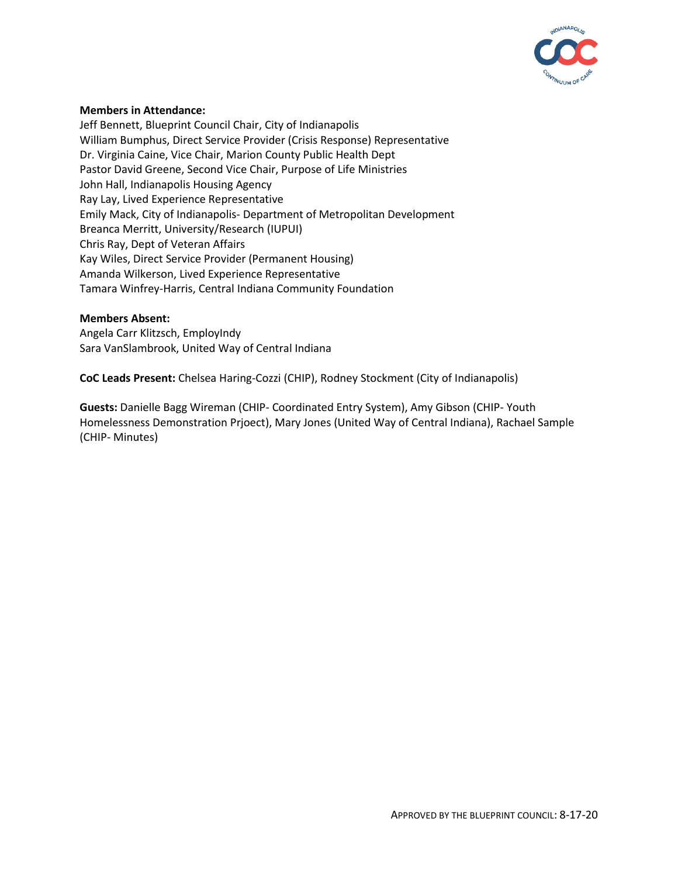**Members in Attendance:**
Jeff Bennett, Blueprint Council Chair, City of Indianapolis
William Bumphus, Direct Service Provider (Crisis Response) Representative
Dr. Virginia Caine, Vice Chair, Marion County Public Health Dept
Pastor David Greene, Second Vice Chair, Purpose of Life Ministries
John Hall, Indianapolis Housing Agency
Ray Lay, Lived Experience Representative
Emily Mack, City of Indianapolis- Department of Metropolitan Development
Breanca Merritt, University/Research (IUPUI)
Chris Ray, Dept of Veteran Affairs
Kay Wiles, Direct Service Provider (Permanent Housing)
Amanda Wilkerson, Lived Experience Representative
Tamara Winfrey-Harris, Central Indiana Community Foundation

**Members Absent:**
Angela Carr Klitzsch, EmployIndy
Sara VanSlambrook, United Way of Central Indiana

**CoC Leads Present:** Chelsea Haring-Cozzi (CHIP), Rodney Stockment (City of Indianapolis)

**Guests:** Danielle Bagg Wireman (CHIP- Coordinated Entry System), Amy Gibson (CHIP- Youth Homelessness Demonstration Prjoect), Mary Jones (United Way of Central Indiana), Rachael Sample (CHIP- Minutes)

APPROVED BY THE BLUEPRINT COUNCIL: 8-17-20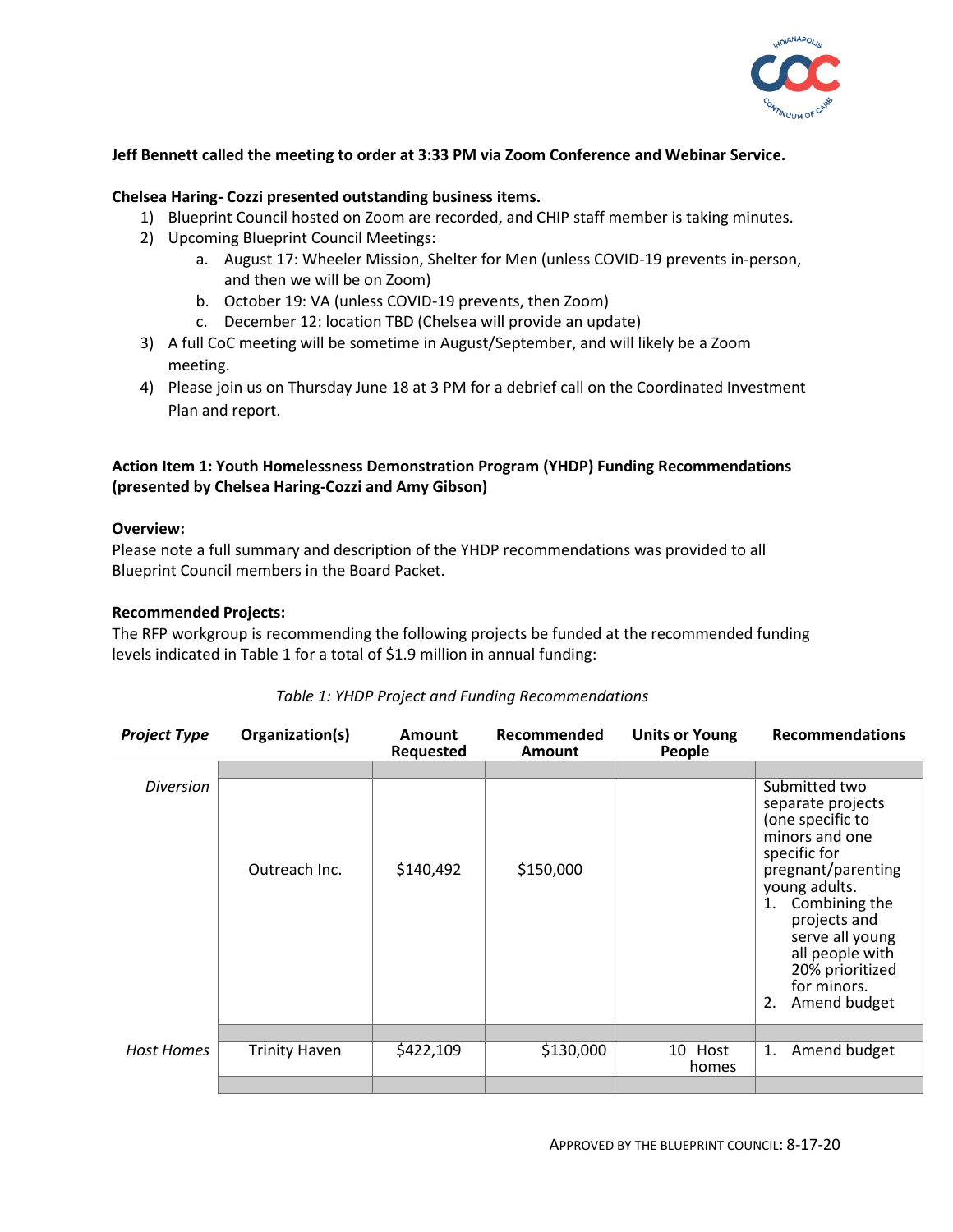**Jeff Bennett called the meeting to order at 3:33 PM via Zoom Conference and Webinar Service.**

**Chelsea Haring- Cozzi presented outstanding business items.**

1) Blueprint Council hosted on Zoom are recorded, and CHIP staff member is taking minutes.
2) Upcoming Blueprint Council Meetings:
   a. August 17: Wheeler Mission, Shelter for Men (unless COVID-19 prevents in-person, and then we will be on Zoom)
   b. October 19: VA (unless COVID-19 prevents, then Zoom)
   c. December 12: location TBD (Chelsea will provide an update)
3) A full CoC meeting will be sometime in August/September, and will likely be a Zoom meeting.
4) Please join us on Thursday June 18 at 3 PM for a debrief call on the Coordinated Investment Plan and report.

**Action Item 1: Youth Homelessness Demonstration Program (YHDP) Funding Recommendations (presented by Chelsea Haring-Cozzi and Amy Gibson)**

**Overview:**

Please note a full summary and description of the YHDP recommendations was provided to all Blueprint Council members in the Board Packet.

**Recommended Projects:**

The RFP workgroup is recommending the following projects be funded at the recommended funding levels indicated in Table 1 for a total of $1.9 million in annual funding:

*Table 1: YHDP Project and Funding Recommendations*

| *Project Type* | Organization(s) | Amount Requested | Recommended Amount | Units or Young People | Recommendations |
|---|---|---|---|---|---|
| *Diversion* | Outreach Inc. | $140,492 | $150,000 | | Submitted two separate projects (one specific to minors and one specific for pregnant/parenting young adults. 1. Combining the projects and serve all young all people with 20% prioritized for minors. 2. Amend budget |
| *Host Homes* | Trinity Haven | $422,109 | $130,000 | 10 Host homes | 1. Amend budget |

APPROVED BY THE BLUEPRINT COUNCIL: 8-17-20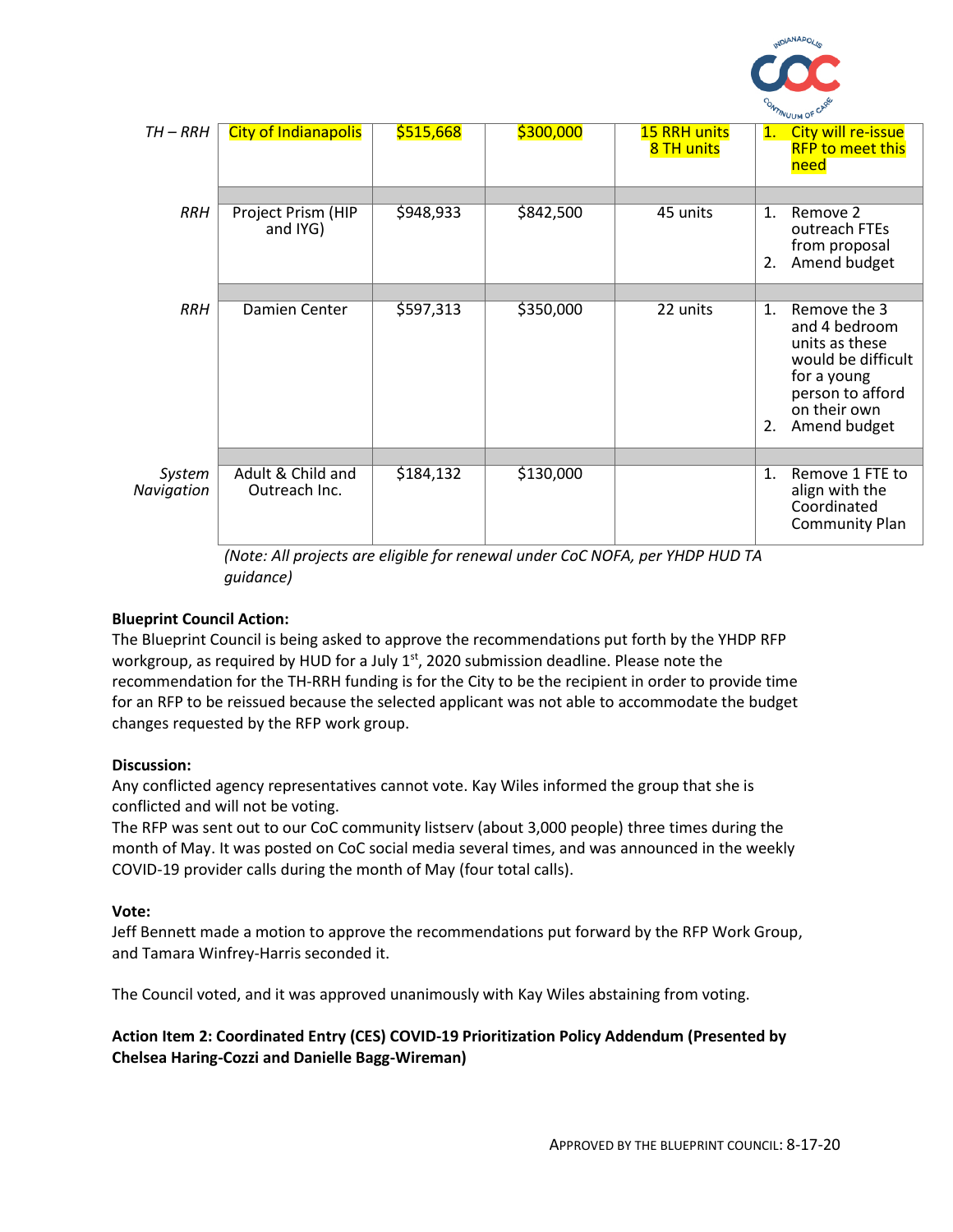| | | | | | |
|---|---|---|---|---|---|
| *TH – RRH* | City of Indianapolis | $515,668 | $300,000 | 15 RRH units<br>8 TH units | 1. City will re-issue RFP to meet this need |
| | | | | | |
| *RRH* | Project Prism (HIP and IYG) | $948,933 | $842,500 | 45 units | 1. Remove 2 outreach FTEs from proposal<br>2. Amend budget |
| | | | | | |
| *RRH* | Damien Center | $597,313 | $350,000 | 22 units | 1. Remove the 3 and 4 bedroom units as these would be difficult for a young person to afford on their own<br>2. Amend budget |
| | | | | | |
| *System Navigation* | Adult & Child and Outreach Inc. | $184,132 | $130,000 | | 1. Remove 1 FTE to align with the Coordinated Community Plan |

*(Note: All projects are eligible for renewal under CoC NOFA, per YHDP HUD TA guidance)*

**Blueprint Council Action:**
The Blueprint Council is being asked to approve the recommendations put forth by the YHDP RFP workgroup, as required by HUD for a July 1st, 2020 submission deadline. Please note the recommendation for the TH-RRH funding is for the City to be the recipient in order to provide time for an RFP to be reissued because the selected applicant was not able to accommodate the budget changes requested by the RFP work group.

**Discussion:**
Any conflicted agency representatives cannot vote. Kay Wiles informed the group that she is conflicted and will not be voting.
The RFP was sent out to our CoC community listserv (about 3,000 people) three times during the month of May. It was posted on CoC social media several times, and was announced in the weekly COVID-19 provider calls during the month of May (four total calls).

**Vote:**
Jeff Bennett made a motion to approve the recommendations put forward by the RFP Work Group, and Tamara Winfrey-Harris seconded it.

The Council voted, and it was approved unanimously with Kay Wiles abstaining from voting.

**Action Item 2: Coordinated Entry (CES) COVID-19 Prioritization Policy Addendum (Presented by Chelsea Haring-Cozzi and Danielle Bagg-Wireman)**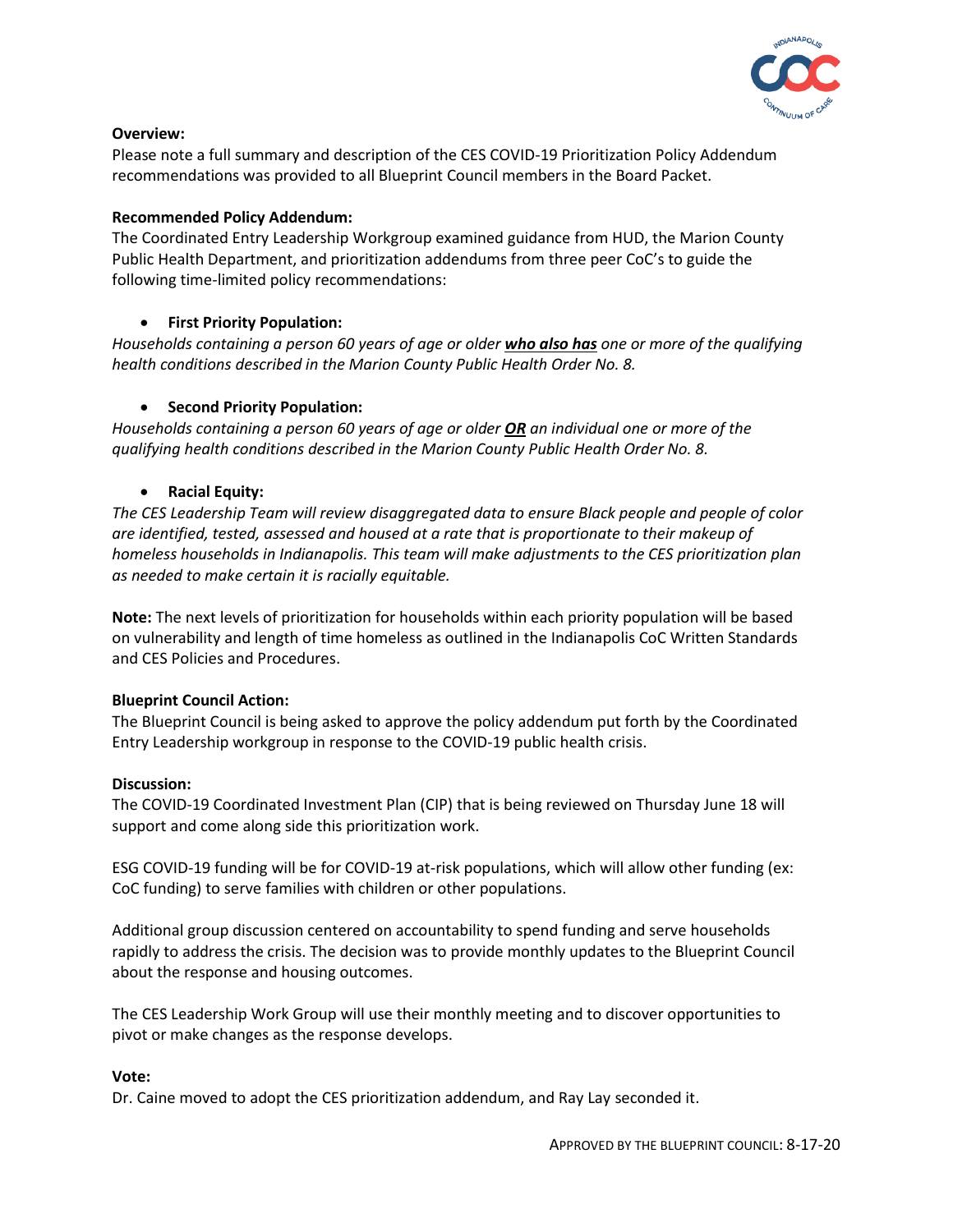**Overview:**

Please note a full summary and description of the CES COVID-19 Prioritization Policy Addendum recommendations was provided to all Blueprint Council members in the Board Packet.

**Recommended Policy Addendum:**

The Coordinated Entry Leadership Workgroup examined guidance from HUD, the Marion County Public Health Department, and prioritization addendums from three peer CoC's to guide the following time-limited policy recommendations:

- **First Priority Population:**

*Households containing a person 60 years of age or older **who also has** one or more of the qualifying health conditions described in the Marion County Public Health Order No. 8.*

- **Second Priority Population:**

*Households containing a person 60 years of age or older **OR** an individual one or more of the qualifying health conditions described in the Marion County Public Health Order No. 8.*

- **Racial Equity:**

*The CES Leadership Team will review disaggregated data to ensure Black people and people of color are identified, tested, assessed and housed at a rate that is proportionate to their makeup of homeless households in Indianapolis. This team will make adjustments to the CES prioritization plan as needed to make certain it is racially equitable.*

**Note:** The next levels of prioritization for households within each priority population will be based on vulnerability and length of time homeless as outlined in the Indianapolis CoC Written Standards and CES Policies and Procedures.

**Blueprint Council Action:**

The Blueprint Council is being asked to approve the policy addendum put forth by the Coordinated Entry Leadership workgroup in response to the COVID-19 public health crisis.

**Discussion:**

The COVID-19 Coordinated Investment Plan (CIP) that is being reviewed on Thursday June 18 will support and come along side this prioritization work.

ESG COVID-19 funding will be for COVID-19 at-risk populations, which will allow other funding (ex: CoC funding) to serve families with children or other populations.

Additional group discussion centered on accountability to spend funding and serve households rapidly to address the crisis. The decision was to provide monthly updates to the Blueprint Council about the response and housing outcomes.

The CES Leadership Work Group will use their monthly meeting and to discover opportunities to pivot or make changes as the response develops.

**Vote:**

Dr. Caine moved to adopt the CES prioritization addendum, and Ray Lay seconded it.

APPROVED BY THE BLUEPRINT COUNCIL: 8-17-20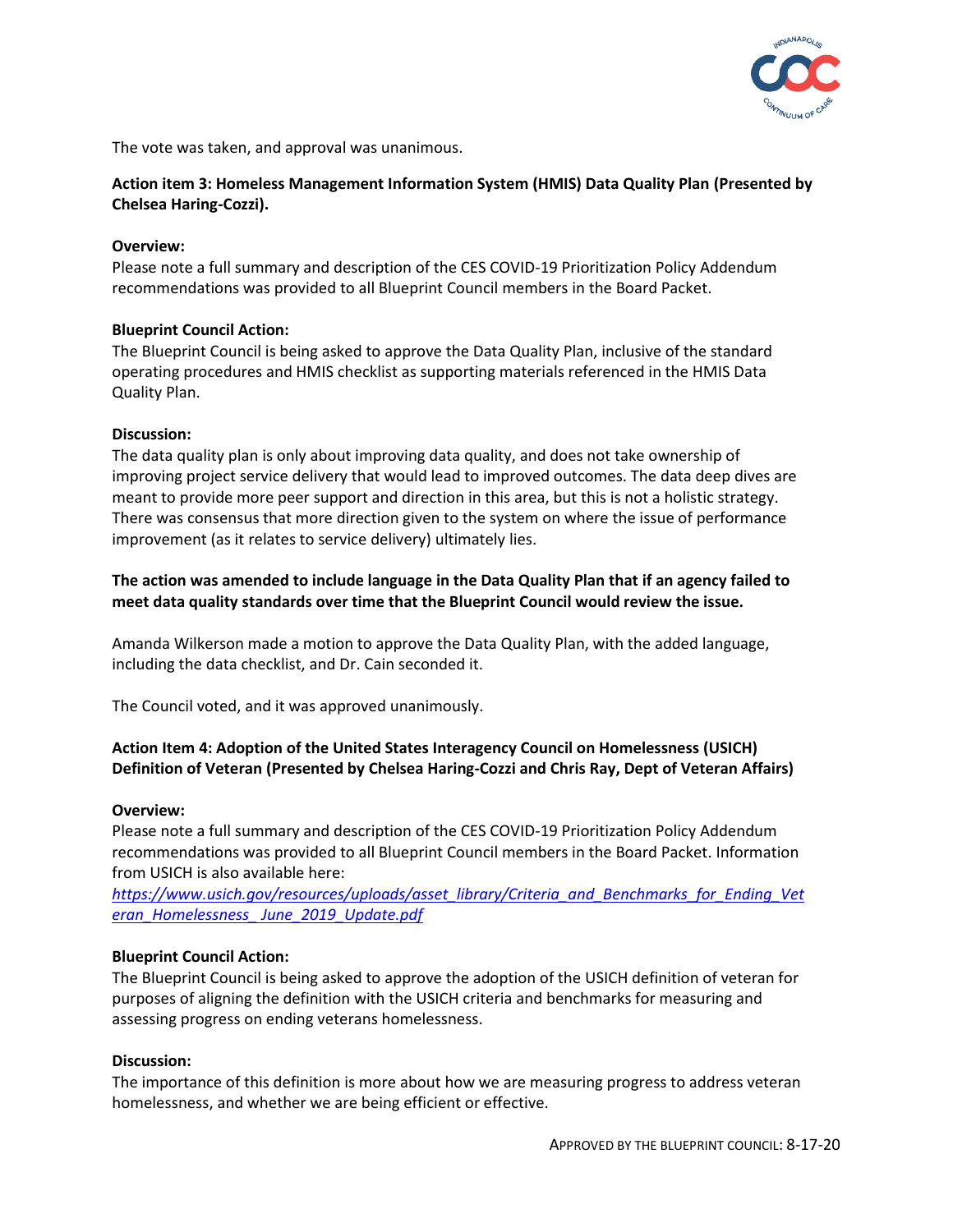The vote was taken, and approval was unanimous.

**Action item 3: Homeless Management Information System (HMIS) Data Quality Plan (Presented by Chelsea Haring-Cozzi).**

**Overview:**
Please note a full summary and description of the CES COVID-19 Prioritization Policy Addendum recommendations was provided to all Blueprint Council members in the Board Packet.

**Blueprint Council Action:**
The Blueprint Council is being asked to approve the Data Quality Plan, inclusive of the standard operating procedures and HMIS checklist as supporting materials referenced in the HMIS Data Quality Plan.

**Discussion:**
The data quality plan is only about improving data quality, and does not take ownership of improving project service delivery that would lead to improved outcomes. The data deep dives are meant to provide more peer support and direction in this area, but this is not a holistic strategy. There was consensus that more direction given to the system on where the issue of performance improvement (as it relates to service delivery) ultimately lies.

**The action was amended to include language in the Data Quality Plan that if an agency failed to meet data quality standards over time that the Blueprint Council would review the issue.**

Amanda Wilkerson made a motion to approve the Data Quality Plan, with the added language, including the data checklist, and Dr. Cain seconded it.

The Council voted, and it was approved unanimously.

**Action Item 4: Adoption of the United States Interagency Council on Homelessness (USICH) Definition of Veteran (Presented by Chelsea Haring-Cozzi and Chris Ray, Dept of Veteran Affairs)**

**Overview:**
Please note a full summary and description of the CES COVID-19 Prioritization Policy Addendum recommendations was provided to all Blueprint Council members in the Board Packet. Information from USICH is also available here:
*https://www.usich.gov/resources/uploads/asset_library/Criteria_and_Benchmarks_for_Ending_Veteran_Homelessness_June_2019_Update.pdf*

**Blueprint Council Action:**
The Blueprint Council is being asked to approve the adoption of the USICH definition of veteran for purposes of aligning the definition with the USICH criteria and benchmarks for measuring and assessing progress on ending veterans homelessness.

**Discussion:**
The importance of this definition is more about how we are measuring progress to address veteran homelessness, and whether we are being efficient or effective.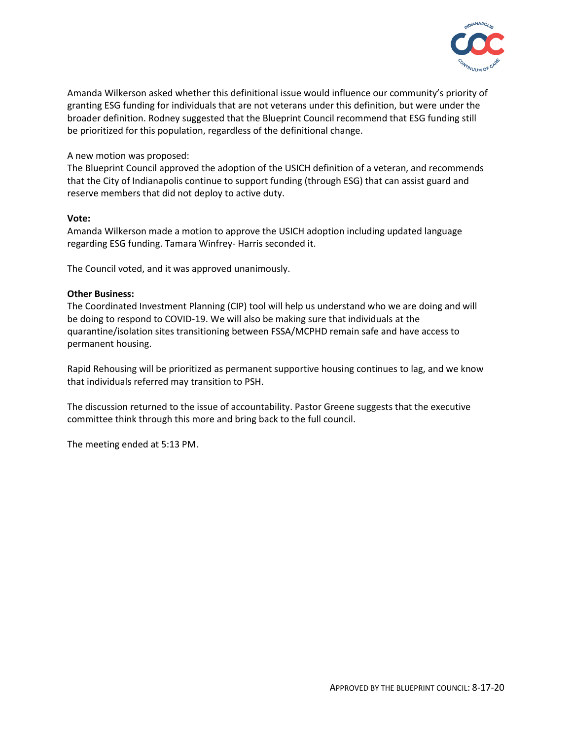Amanda Wilkerson asked whether this definitional issue would influence our community's priority of granting ESG funding for individuals that are not veterans under this definition, but were under the broader definition. Rodney suggested that the Blueprint Council recommend that ESG funding still be prioritized for this population, regardless of the definitional change.

A new motion was proposed:
The Blueprint Council approved the adoption of the USICH definition of a veteran, and recommends that the City of Indianapolis continue to support funding (through ESG) that can assist guard and reserve members that did not deploy to active duty.

**Vote:**
Amanda Wilkerson made a motion to approve the USICH adoption including updated language regarding ESG funding. Tamara Winfrey- Harris seconded it.

The Council voted, and it was approved unanimously.

**Other Business:**
The Coordinated Investment Planning (CIP) tool will help us understand who we are doing and will be doing to respond to COVID-19. We will also be making sure that individuals at the quarantine/isolation sites transitioning between FSSA/MCPHD remain safe and have access to permanent housing.

Rapid Rehousing will be prioritized as permanent supportive housing continues to lag, and we know that individuals referred may transition to PSH.

The discussion returned to the issue of accountability. Pastor Greene suggests that the executive committee think through this more and bring back to the full council.

The meeting ended at 5:13 PM.

APPROVED BY THE BLUEPRINT COUNCIL: 8-17-20